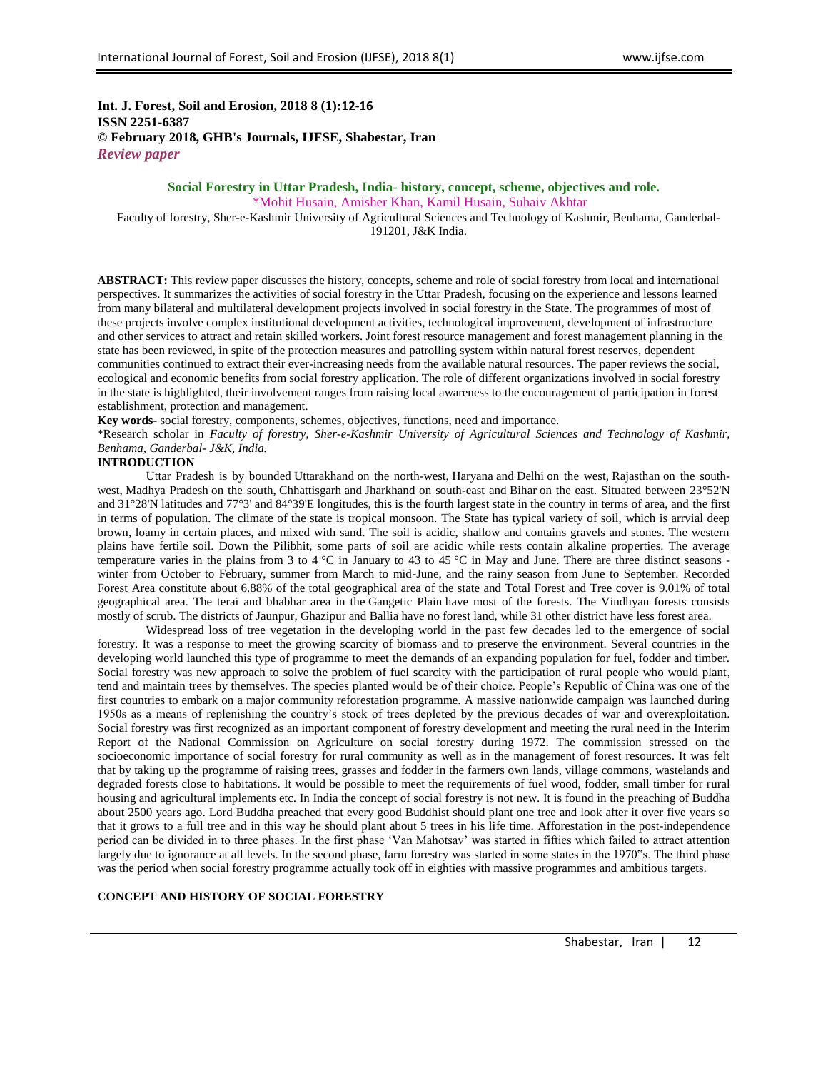**Int. J. Forest, Soil and Erosion, 2018 8 (1):12-16**
**ISSN 2251-6387**
**© February 2018, GHB's Journals, IJFSE, Shabestar, Iran**
***Review paper***

# Social Forestry in Uttar Pradesh, India- history, concept, scheme, objectives and role.

\*Mohit Husain, Amisher Khan, Kamil Husain, Suhaiv Akhtar

Faculty of forestry, Sher-e-Kashmir University of Agricultural Sciences and Technology of Kashmir, Benhama, Ganderbal-191201, J&K India.

**ABSTRACT:** This review paper discusses the history, concepts, scheme and role of social forestry from local and international perspectives. It summarizes the activities of social forestry in the Uttar Pradesh, focusing on the experience and lessons learned from many bilateral and multilateral development projects involved in social forestry in the State. The programmes of most of these projects involve complex institutional development activities, technological improvement, development of infrastructure and other services to attract and retain skilled workers. Joint forest resource management and forest management planning in the state has been reviewed, in spite of the protection measures and patrolling system within natural forest reserves, dependent communities continued to extract their ever-increasing needs from the available natural resources. The paper reviews the social, ecological and economic benefits from social forestry application. The role of different organizations involved in social forestry in the state is highlighted, their involvement ranges from raising local awareness to the encouragement of participation in forest establishment, protection and management.

**Key words-** social forestry, components, schemes, objectives, functions, need and importance.

\*Research scholar in *Faculty of forestry, Sher-e-Kashmir University of Agricultural Sciences and Technology of Kashmir, Benhama, Ganderbal- J&K, India.*

## INTRODUCTION

Uttar Pradesh is by bounded Uttarakhand on the north-west, Haryana and Delhi on the west, Rajasthan on the south-west, Madhya Pradesh on the south, Chhattisgarh and Jharkhand on south-east and Bihar on the east. Situated between 23°52'N and 31°28'N latitudes and 77°3' and 84°39'E longitudes, this is the fourth largest state in the country in terms of area, and the first in terms of population. The climate of the state is tropical monsoon. The State has typical variety of soil, which is arrvial deep brown, loamy in certain places, and mixed with sand. The soil is acidic, shallow and contains gravels and stones. The western plains have fertile soil. Down the Pilibhit, some parts of soil are acidic while rests contain alkaline properties. The average temperature varies in the plains from 3 to 4 °C in January to 43 to 45 °C in May and June. There are three distinct seasons - winter from October to February, summer from March to mid-June, and the rainy season from June to September. Recorded Forest Area constitute about 6.88% of the total geographical area of the state and Total Forest and Tree cover is 9.01% of total geographical area. The terai and bhabhar area in the Gangetic Plain have most of the forests. The Vindhyan forests consists mostly of scrub. The districts of Jaunpur, Ghazipur and Ballia have no forest land, while 31 other district have less forest area.

Widespread loss of tree vegetation in the developing world in the past few decades led to the emergence of social forestry. It was a response to meet the growing scarcity of biomass and to preserve the environment. Several countries in the developing world launched this type of programme to meet the demands of an expanding population for fuel, fodder and timber. Social forestry was new approach to solve the problem of fuel scarcity with the participation of rural people who would plant, tend and maintain trees by themselves. The species planted would be of their choice. People's Republic of China was one of the first countries to embark on a major community reforestation programme. A massive nationwide campaign was launched during 1950s as a means of replenishing the country's stock of trees depleted by the previous decades of war and overexploitation. Social forestry was first recognized as an important component of forestry development and meeting the rural need in the Interim Report of the National Commission on Agriculture on social forestry during 1972. The commission stressed on the socioeconomic importance of social forestry for rural community as well as in the management of forest resources. It was felt that by taking up the programme of raising trees, grasses and fodder in the farmers own lands, village commons, wastelands and degraded forests close to habitations. It would be possible to meet the requirements of fuel wood, fodder, small timber for rural housing and agricultural implements etc. In India the concept of social forestry is not new. It is found in the preaching of Buddha about 2500 years ago. Lord Buddha preached that every good Buddhist should plant one tree and look after it over five years so that it grows to a full tree and in this way he should plant about 5 trees in his life time. Afforestation in the post-independence period can be divided in to three phases. In the first phase 'Van Mahotsav' was started in fifties which failed to attract attention largely due to ignorance at all levels. In the second phase, farm forestry was started in some states in the 1970"s. The third phase was the period when social forestry programme actually took off in eighties with massive programmes and ambitious targets.

## CONCEPT AND HISTORY OF SOCIAL FORESTRY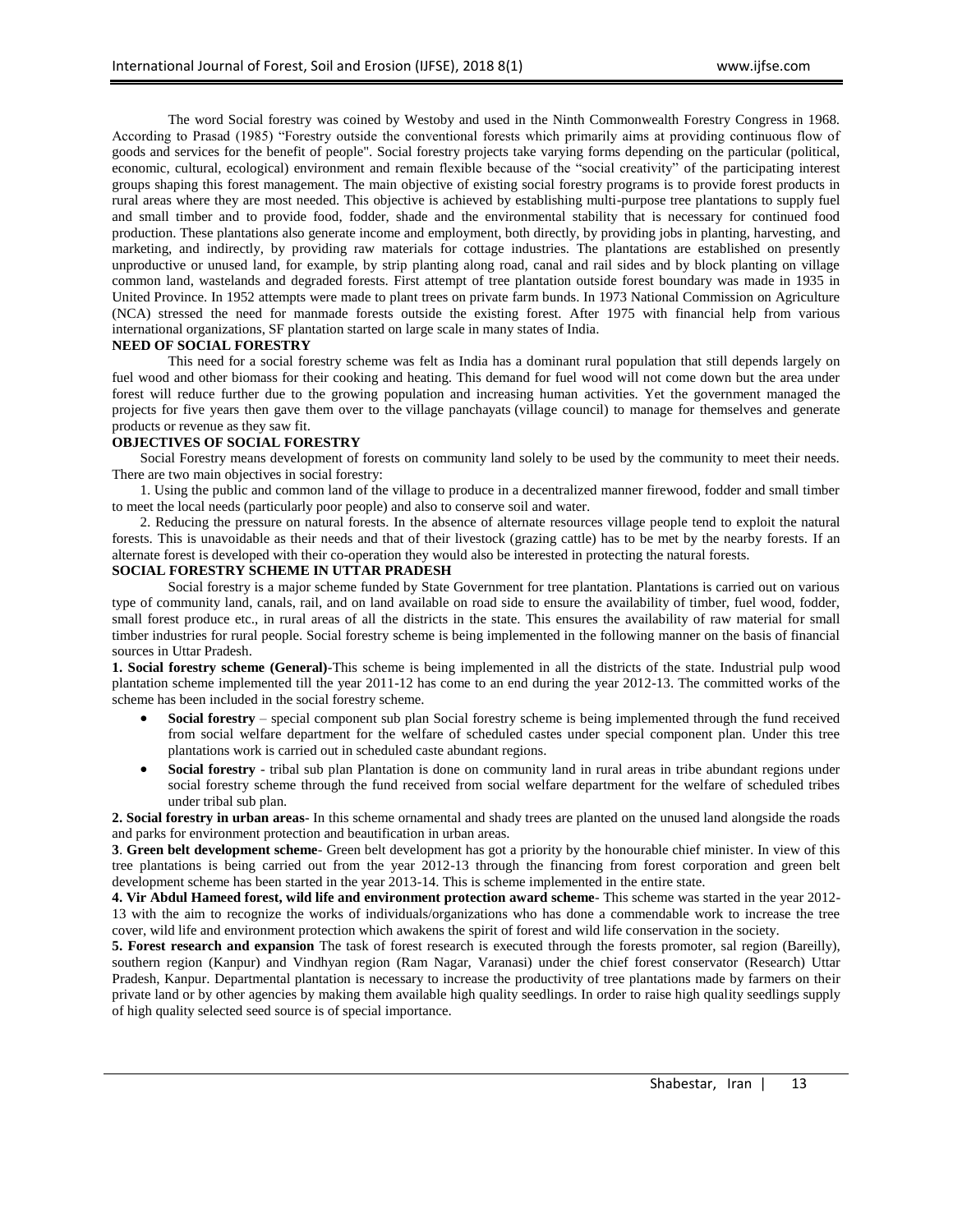The word Social forestry was coined by Westoby and used in the Ninth Commonwealth Forestry Congress in 1968. According to Prasad (1985) "Forestry outside the conventional forests which primarily aims at providing continuous flow of goods and services for the benefit of people". Social forestry projects take varying forms depending on the particular (political, economic, cultural, ecological) environment and remain flexible because of the "social creativity" of the participating interest groups shaping this forest management. The main objective of existing social forestry programs is to provide forest products in rural areas where they are most needed. This objective is achieved by establishing multi-purpose tree plantations to supply fuel and small timber and to provide food, fodder, shade and the environmental stability that is necessary for continued food production. These plantations also generate income and employment, both directly, by providing jobs in planting, harvesting, and marketing, and indirectly, by providing raw materials for cottage industries. The plantations are established on presently unproductive or unused land, for example, by strip planting along road, canal and rail sides and by block planting on village common land, wastelands and degraded forests. First attempt of tree plantation outside forest boundary was made in 1935 in United Province. In 1952 attempts were made to plant trees on private farm bunds. In 1973 National Commission on Agriculture (NCA) stressed the need for manmade forests outside the existing forest. After 1975 with financial help from various international organizations, SF plantation started on large scale in many states of India.

## NEED OF SOCIAL FORESTRY

This need for a social forestry scheme was felt as India has a dominant rural population that still depends largely on fuel wood and other biomass for their cooking and heating. This demand for fuel wood will not come down but the area under forest will reduce further due to the growing population and increasing human activities. Yet the government managed the projects for five years then gave them over to the village panchayats (village council) to manage for themselves and generate products or revenue as they saw fit.

## OBJECTIVES OF SOCIAL FORESTRY

Social Forestry means development of forests on community land solely to be used by the community to meet their needs. There are two main objectives in social forestry:

1. Using the public and common land of the village to produce in a decentralized manner firewood, fodder and small timber to meet the local needs (particularly poor people) and also to conserve soil and water.

2. Reducing the pressure on natural forests. In the absence of alternate resources village people tend to exploit the natural forests. This is unavoidable as their needs and that of their livestock (grazing cattle) has to be met by the nearby forests. If an alternate forest is developed with their co-operation they would also be interested in protecting the natural forests.

## SOCIAL FORESTRY SCHEME IN UTTAR PRADESH

Social forestry is a major scheme funded by State Government for tree plantation. Plantations is carried out on various type of community land, canals, rail, and on land available on road side to ensure the availability of timber, fuel wood, fodder, small forest produce etc., in rural areas of all the districts in the state. This ensures the availability of raw material for small timber industries for rural people. Social forestry scheme is being implemented in the following manner on the basis of financial sources in Uttar Pradesh.

**1. Social forestry scheme (General)**-This scheme is being implemented in all the districts of the state. Industrial pulp wood plantation scheme implemented till the year 2011-12 has come to an end during the year 2012-13. The committed works of the scheme has been included in the social forestry scheme.

- **Social forestry** – special component sub plan Social forestry scheme is being implemented through the fund received from social welfare department for the welfare of scheduled castes under special component plan. Under this tree plantations work is carried out in scheduled caste abundant regions.
- **Social forestry** - tribal sub plan Plantation is done on community land in rural areas in tribe abundant regions under social forestry scheme through the fund received from social welfare department for the welfare of scheduled tribes under tribal sub plan.

**2. Social forestry in urban areas**- In this scheme ornamental and shady trees are planted on the unused land alongside the roads and parks for environment protection and beautification in urban areas.

**3**. **Green belt development scheme**- Green belt development has got a priority by the honourable chief minister. In view of this tree plantations is being carried out from the year 2012-13 through the financing from forest corporation and green belt development scheme has been started in the year 2013-14. This is scheme implemented in the entire state.

**4. Vir Abdul Hameed forest, wild life and environment protection award scheme**- This scheme was started in the year 2012-13 with the aim to recognize the works of individuals/organizations who has done a commendable work to increase the tree cover, wild life and environment protection which awakens the spirit of forest and wild life conservation in the society.

**5. Forest research and expansion** The task of forest research is executed through the forests promoter, sal region (Bareilly), southern region (Kanpur) and Vindhyan region (Ram Nagar, Varanasi) under the chief forest conservator (Research) Uttar Pradesh, Kanpur. Departmental plantation is necessary to increase the productivity of tree plantations made by farmers on their private land or by other agencies by making them available high quality seedlings. In order to raise high quality seedlings supply of high quality selected seed source is of special importance.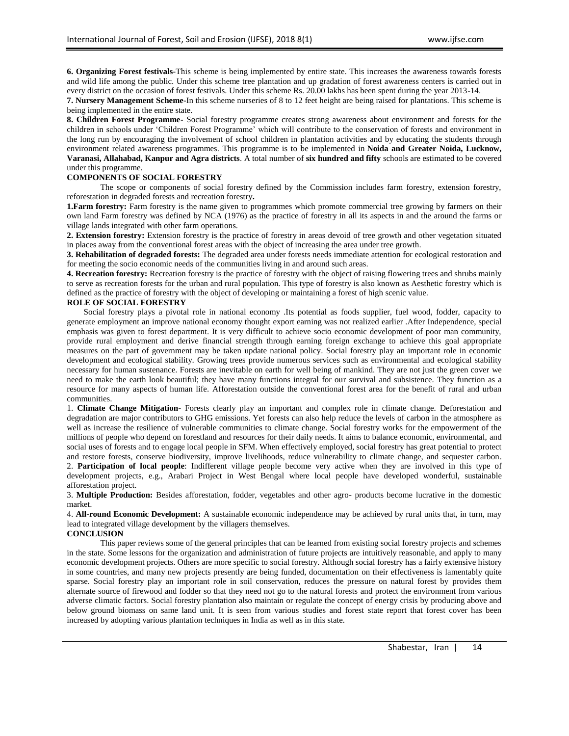**6. Organizing Forest festivals**-This scheme is being implemented by entire state. This increases the awareness towards forests and wild life among the public. Under this scheme tree plantation and up gradation of forest awareness centers is carried out in every district on the occasion of forest festivals. Under this scheme Rs. 20.00 lakhs has been spent during the year 2013-14.

**7. Nursery Management Scheme**-In this scheme nurseries of 8 to 12 feet height are being raised for plantations. This scheme is being implemented in the entire state.

**8. Children Forest Programme**- Social forestry programme creates strong awareness about environment and forests for the children in schools under 'Children Forest Programme' which will contribute to the conservation of forests and environment in the long run by encouraging the involvement of school children in plantation activities and by educating the students through environment related awareness programmes. This programme is to be implemented in **Noida and Greater Noida, Lucknow, Varanasi, Allahabad, Kanpur and Agra districts**. A total number of **six hundred and fifty** schools are estimated to be covered under this programme.

**COMPONENTS OF SOCIAL FORESTRY**

The scope or components of social forestry defined by the Commission includes farm forestry, extension forestry, reforestation in degraded forests and recreation forestry**.**

**1.Farm forestry:** Farm forestry is the name given to programmes which promote commercial tree growing by farmers on their own land Farm forestry was defined by NCA (1976) as the practice of forestry in all its aspects in and the around the farms or village lands integrated with other farm operations.

**2. Extension forestry:** Extension forestry is the practice of forestry in areas devoid of tree growth and other vegetation situated in places away from the conventional forest areas with the object of increasing the area under tree growth.

**3. Rehabilitation of degraded forests:** The degraded area under forests needs immediate attention for ecological restoration and for meeting the socio economic needs of the communities living in and around such areas.

**4. Recreation forestry:** Recreation forestry is the practice of forestry with the object of raising flowering trees and shrubs mainly to serve as recreation forests for the urban and rural population. This type of forestry is also known as Aesthetic forestry which is defined as the practice of forestry with the object of developing or maintaining a forest of high scenic value.

**ROLE OF SOCIAL FORESTRY**

Social forestry plays a pivotal role in national economy .Its potential as foods supplier, fuel wood, fodder, capacity to generate employment an improve national economy thought export earning was not realized earlier .After Independence, special emphasis was given to forest department. It is very difficult to achieve socio economic development of poor man community, provide rural employment and derive financial strength through earning foreign exchange to achieve this goal appropriate measures on the part of government may be taken update national policy. Social forestry play an important role in economic development and ecological stability. Growing trees provide numerous services such as environmental and ecological stability necessary for human sustenance. Forests are inevitable on earth for well being of mankind. They are not just the green cover we need to make the earth look beautiful; they have many functions integral for our survival and subsistence. They function as a resource for many aspects of human life. Afforestation outside the conventional forest area for the benefit of rural and urban communities.

1. **Climate Change Mitigation-** Forests clearly play an important and complex role in climate change. Deforestation and degradation are major contributors to GHG emissions. Yet forests can also help reduce the levels of carbon in the atmosphere as well as increase the resilience of vulnerable communities to climate change. Social forestry works for the empowerment of the millions of people who depend on forestland and resources for their daily needs. It aims to balance economic, environmental, and social uses of forests and to engage local people in SFM. When effectively employed, social forestry has great potential to protect and restore forests, conserve biodiversity, improve livelihoods, reduce vulnerability to climate change, and sequester carbon.
2. **Participation of local people**: Indifferent village people become very active when they are involved in this type of development projects, e.g., Arabari Project in West Bengal where local people have developed wonderful, sustainable afforestation project.
3. **Multiple Production:** Besides afforestation, fodder, vegetables and other agro- products become lucrative in the domestic market.
4. **All-round Economic Development:** A sustainable economic independence may be achieved by rural units that, in turn, may lead to integrated village development by the villagers themselves.

**CONCLUSION**

This paper reviews some of the general principles that can be learned from existing social forestry projects and schemes in the state. Some lessons for the organization and administration of future projects are intuitively reasonable, and apply to many economic development projects. Others are more specific to social forestry. Although social forestry has a fairly extensive history in some countries, and many new projects presently are being funded, documentation on their effectiveness is lamentably quite sparse. Social forestry play an important role in soil conservation, reduces the pressure on natural forest by provides them alternate source of firewood and fodder so that they need not go to the natural forests and protect the environment from various adverse climatic factors. Social forestry plantation also maintain or regulate the concept of energy crisis by producing above and below ground biomass on same land unit. It is seen from various studies and forest state report that forest cover has been increased by adopting various plantation techniques in India as well as in this state.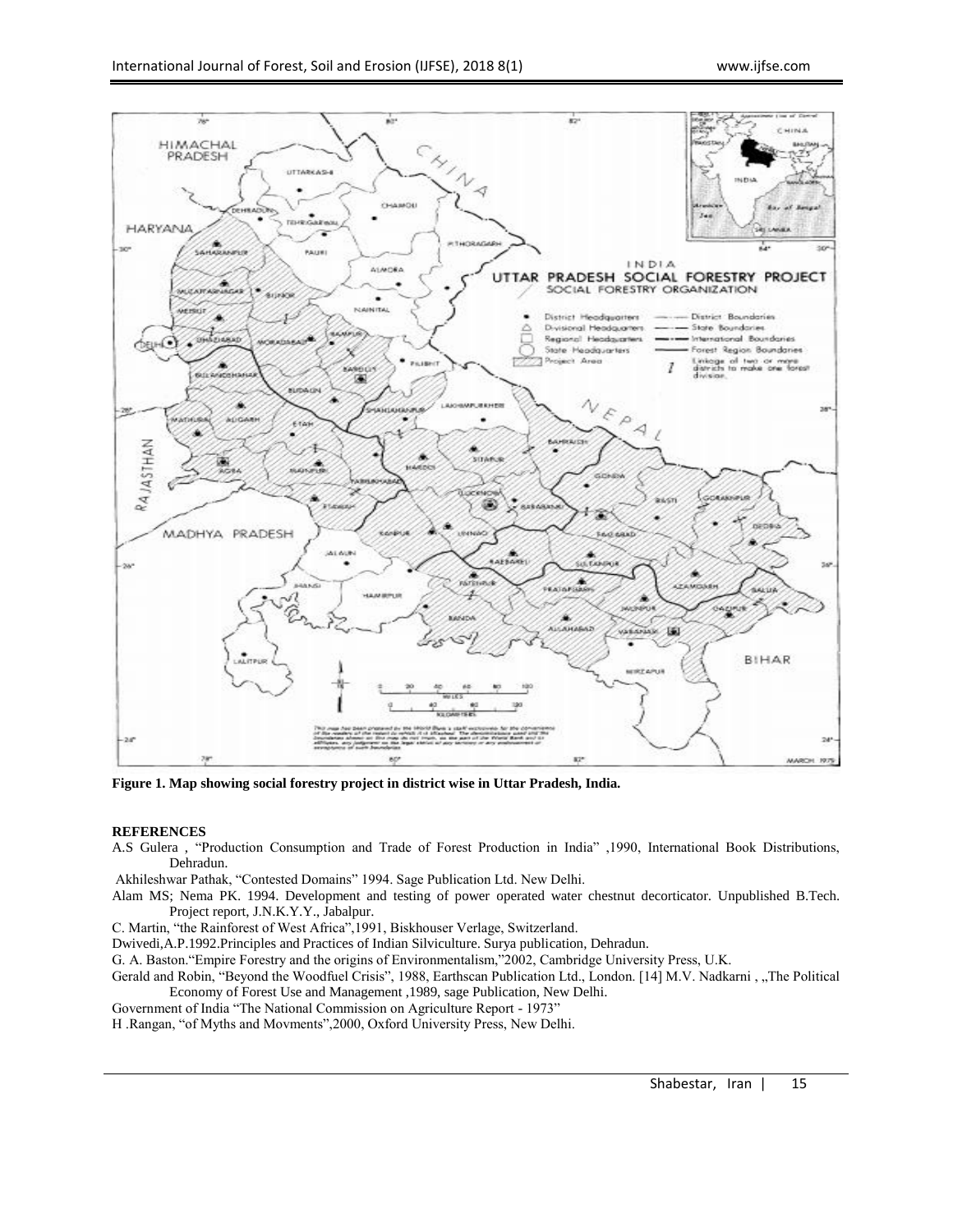**Figure 1. Map showing social forestry project in district wise in Uttar Pradesh, India.**

**REFERENCES**

A.S Gulera , "Production Consumption and Trade of Forest Production in India" ,1990, International Book Distributions, Dehradun.

Akhileshwar Pathak, "Contested Domains" 1994. Sage Publication Ltd. New Delhi.

Alam MS; Nema PK. 1994. Development and testing of power operated water chestnut decorticator. Unpublished B.Tech. Project report, J.N.K.Y.Y., Jabalpur.

C. Martin, "the Rainforest of West Africa",1991, Biskhouser Verlage, Switzerland.

Dwivedi,A.P.1992.Principles and Practices of Indian Silviculture. Surya publication, Dehradun.

G. A. Baston."Empire Forestry and the origins of Environmentalism,"2002, Cambridge University Press, U.K.

Gerald and Robin, "Beyond the Woodfuel Crisis", 1988, Earthscan Publication Ltd., London. [14] M.V. Nadkarni , „The Political Economy of Forest Use and Management ,1989, sage Publication, New Delhi.

Government of India "The National Commission on Agriculture Report - 1973"

H .Rangan, "of Myths and Movments",2000, Oxford University Press, New Delhi.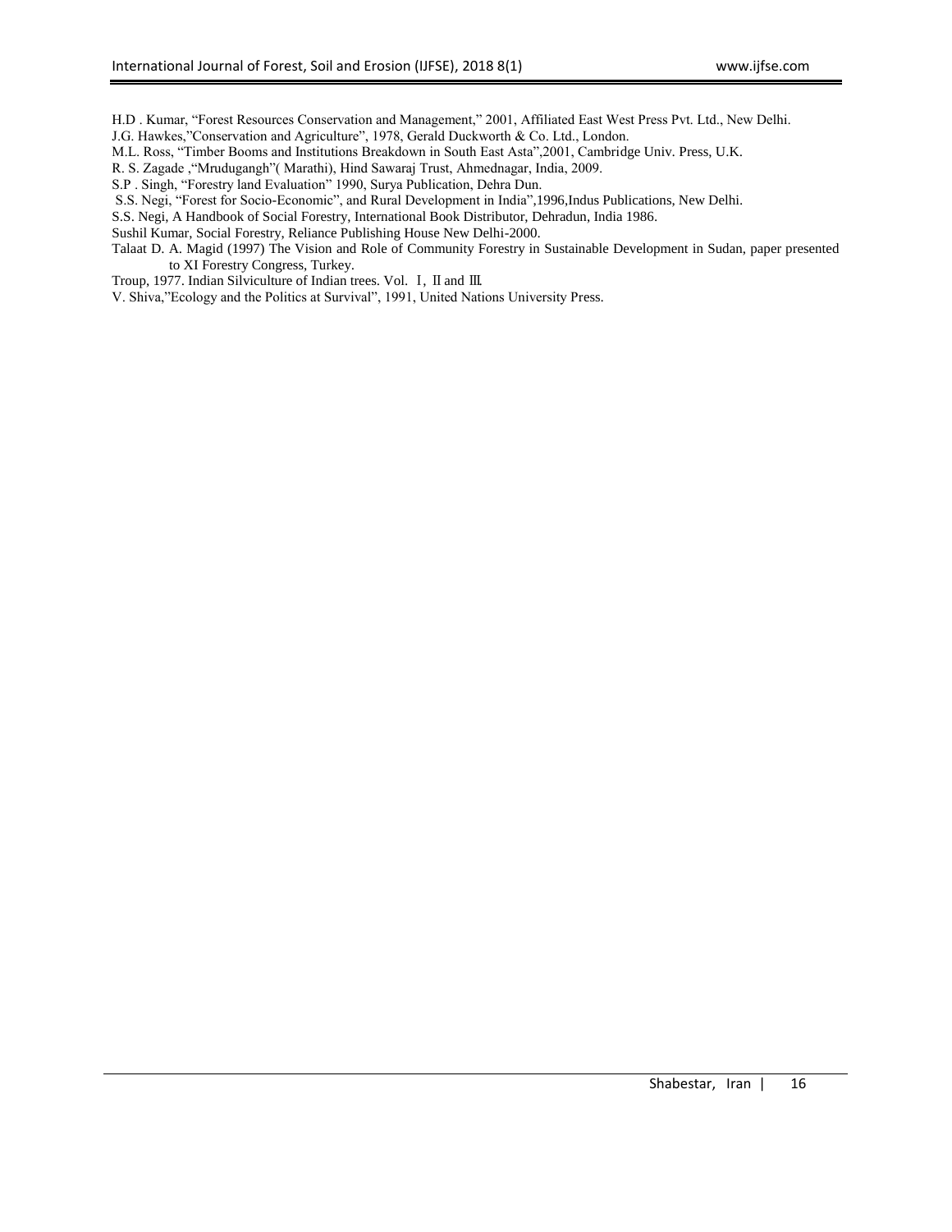H.D . Kumar, "Forest Resources Conservation and Management," 2001, Affiliated East West Press Pvt. Ltd., New Delhi.

J.G. Hawkes,"Conservation and Agriculture", 1978, Gerald Duckworth & Co. Ltd., London.

M.L. Ross, "Timber Booms and Institutions Breakdown in South East Asta",2001, Cambridge Univ. Press, U.K.

R. S. Zagade ,"Mrudugangh"( Marathi), Hind Sawaraj Trust, Ahmednagar, India, 2009.

S.P . Singh, "Forestry land Evaluation" 1990, Surya Publication, Dehra Dun.

S.S. Negi, "Forest for Socio-Economic", and Rural Development in India",1996,Indus Publications, New Delhi.

S.S. Negi, A Handbook of Social Forestry, International Book Distributor, Dehradun, India 1986.

Sushil Kumar, Social Forestry, Reliance Publishing House New Delhi-2000.

Talaat D. A. Magid (1997) The Vision and Role of Community Forestry in Sustainable Development in Sudan, paper presented to XI Forestry Congress, Turkey.

Troup, 1977. Indian Silviculture of Indian trees. Vol. Ⅰ, Ⅱ and Ⅲ.

V. Shiva,"Ecology and the Politics at Survival", 1991, United Nations University Press.